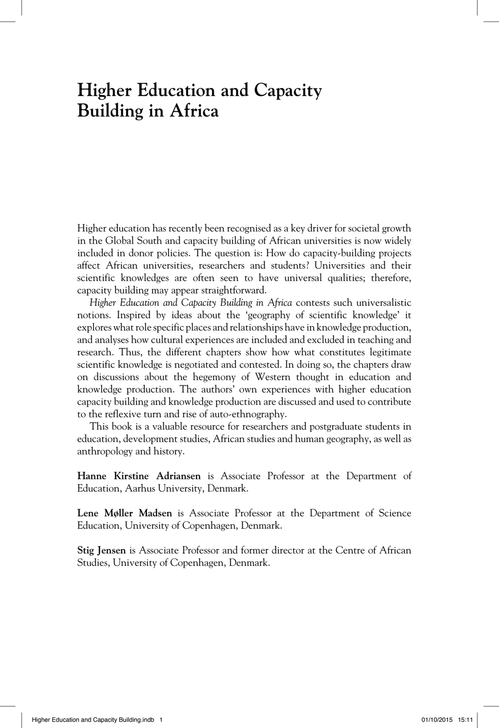# Higher Education and Capacity Building in Africa

Higher education has recently been recognised as a key driver for societal growth in the Global South and capacity building of African universities is now widely included in donor policies. The question is: How do capacity-building projects affect African universities, researchers and students? Universities and their scientific knowledges are often seen to have universal qualities; therefore, capacity building may appear straightforward.

*Higher Education and Capacity Building in Africa* contests such universalistic notions. Inspired by ideas about the 'geography of scientific knowledge' it explores what role specific places and relationships have in knowledge production, and analyses how cultural experiences are included and excluded in teaching and research. Thus, the different chapters show how what constitutes legitimate scientific knowledge is negotiated and contested. In doing so, the chapters draw on discussions about the hegemony of Western thought in education and knowledge production. The authors' own experiences with higher education capacity building and knowledge production are discussed and used to contribute to the reflexive turn and rise of auto-ethnography.

This book is a valuable resource for researchers and postgraduate students in education, development studies, African studies and human geography, as well as anthropology and history.

**Hanne Kirstine Adriansen** is Associate Professor at the Department of Education, Aarhus University, Denmark.

**Lene Møller Madsen** is Associate Professor at the Department of Science Education, University of Copenhagen, Denmark.

**Stig Jensen** is Associate Professor and former director at the Centre of African Studies, University of Copenhagen, Denmark.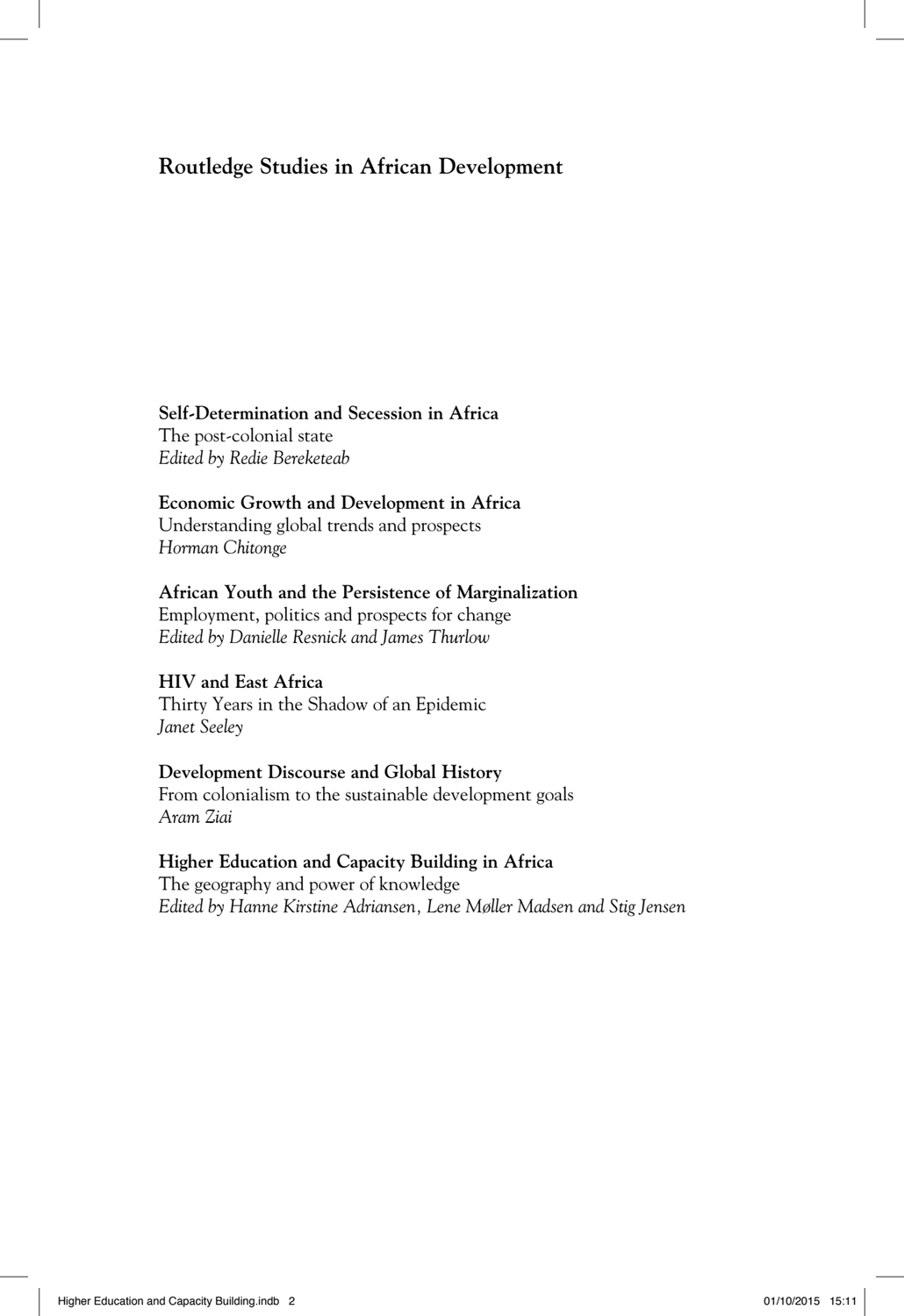## Routledge Studies in African Development

**Self-Determination and Secession in Africa**
The post-colonial state
*Edited by Redie Bereketeab*

**Economic Growth and Development in Africa**
Understanding global trends and prospects
*Horman Chitonge*

**African Youth and the Persistence of Marginalization**
Employment, politics and prospects for change
*Edited by Danielle Resnick and James Thurlow*

**HIV and East Africa**
Thirty Years in the Shadow of an Epidemic
*Janet Seeley*

**Development Discourse and Global History**
From colonialism to the sustainable development goals
*Aram Ziai*

**Higher Education and Capacity Building in Africa**
The geography and power of knowledge
*Edited by Hanne Kirstine Adriansen, Lene Møller Madsen and Stig Jensen*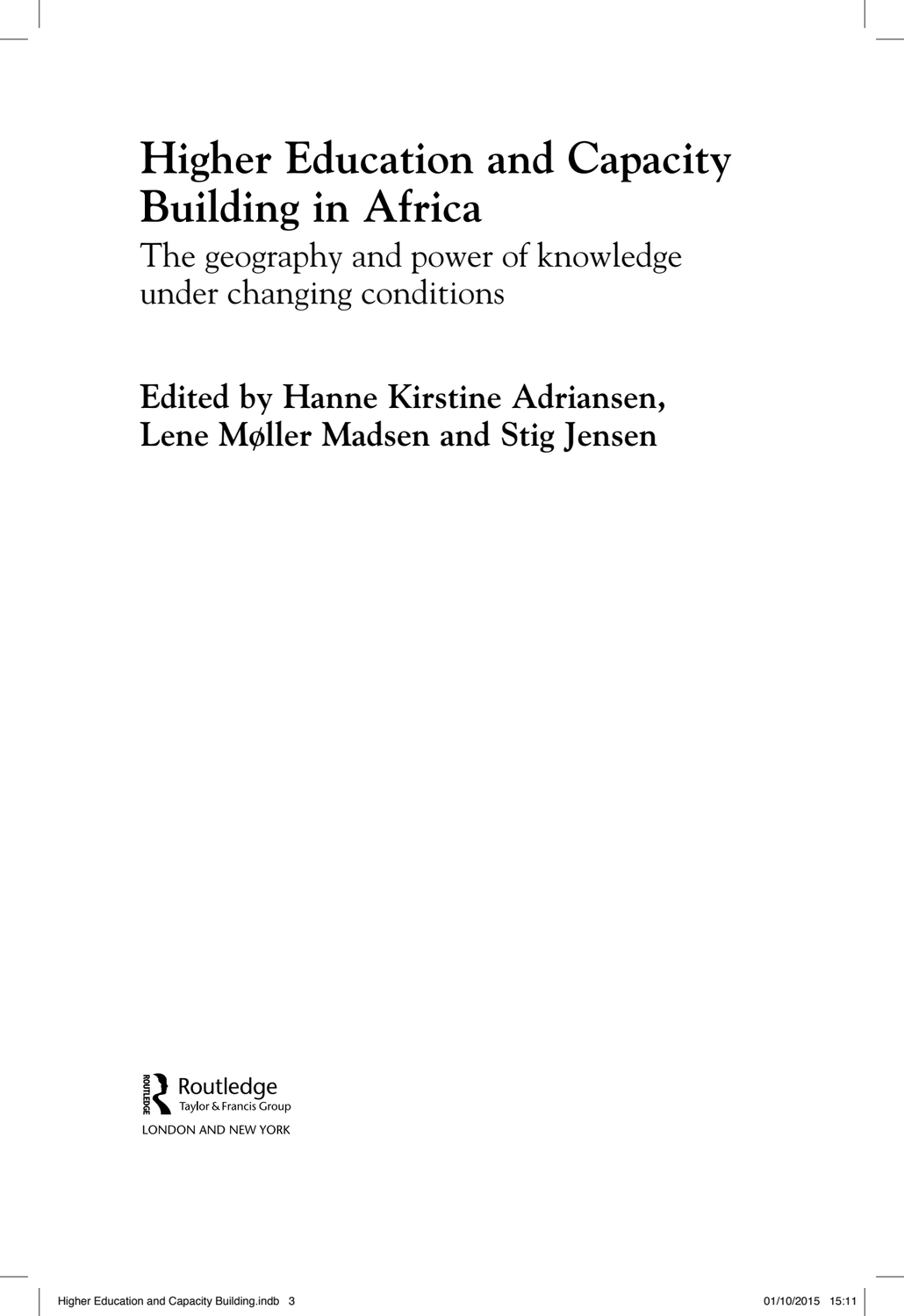# Higher Education and Capacity Building in Africa

## The geography and power of knowledge under changing conditions

**Edited by Hanne Kirstine Adriansen, Lene Møller Madsen and Stig Jensen**

Routledge
Taylor & Francis Group
LONDON AND NEW YORK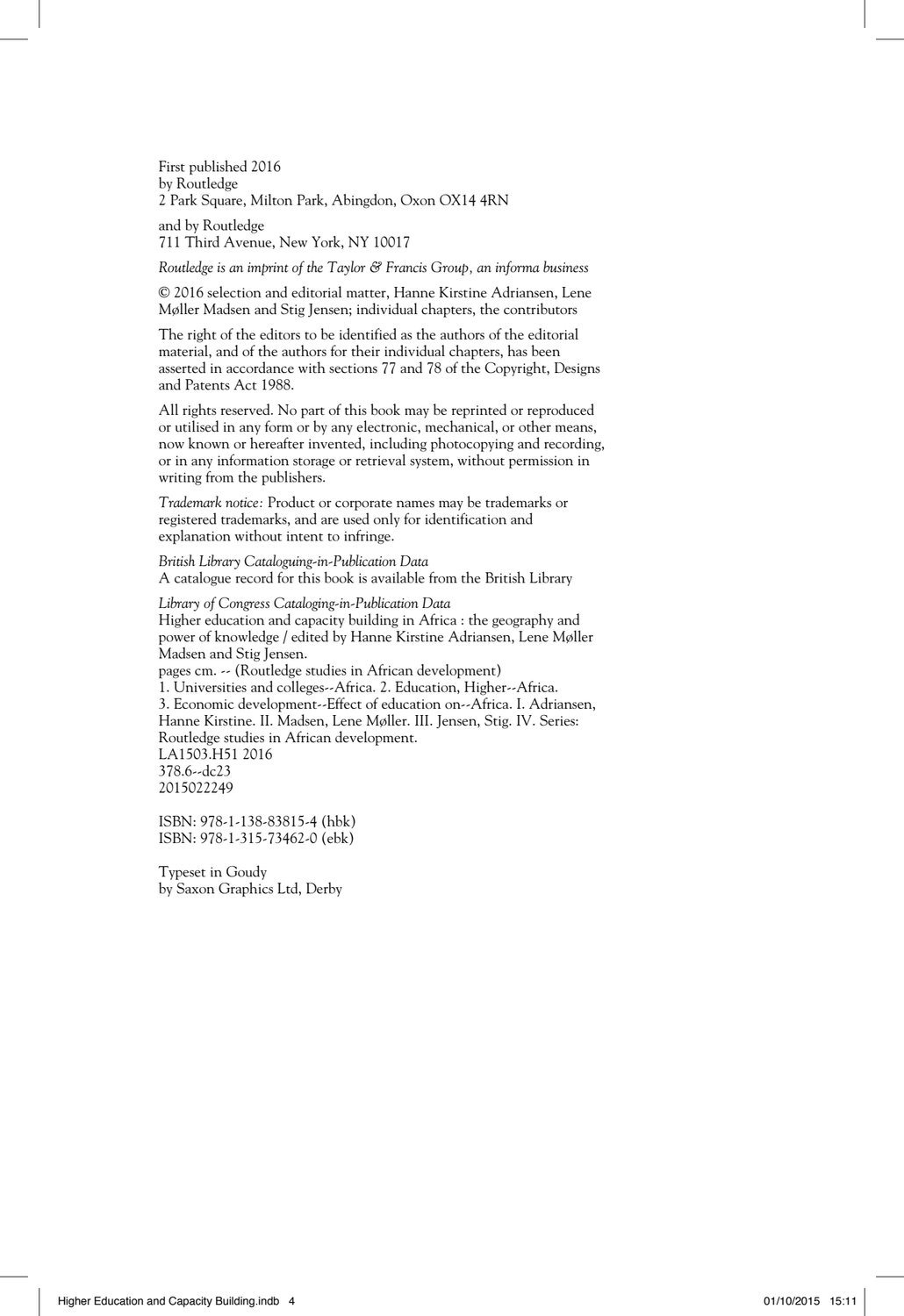First published 2016
by Routledge
2 Park Square, Milton Park, Abingdon, Oxon OX14 4RN

and by Routledge
711 Third Avenue, New York, NY 10017

*Routledge is an imprint of the Taylor & Francis Group, an informa business*

© 2016 selection and editorial matter, Hanne Kirstine Adriansen, Lene Møller Madsen and Stig Jensen; individual chapters, the contributors

The right of the editors to be identified as the authors of the editorial material, and of the authors for their individual chapters, has been asserted in accordance with sections 77 and 78 of the Copyright, Designs and Patents Act 1988.

All rights reserved. No part of this book may be reprinted or reproduced or utilised in any form or by any electronic, mechanical, or other means, now known or hereafter invented, including photocopying and recording, or in any information storage or retrieval system, without permission in writing from the publishers.

*Trademark notice:* Product or corporate names may be trademarks or registered trademarks, and are used only for identification and explanation without intent to infringe.

*British Library Cataloguing-in-Publication Data*
A catalogue record for this book is available from the British Library

*Library of Congress Cataloging-in-Publication Data*
Higher education and capacity building in Africa : the geography and power of knowledge / edited by Hanne Kirstine Adriansen, Lene Møller Madsen and Stig Jensen.
pages cm. -- (Routledge studies in African development)
1. Universities and colleges--Africa. 2. Education, Higher--Africa.
3. Economic development--Effect of education on--Africa. I. Adriansen, Hanne Kirstine. II. Madsen, Lene Møller. III. Jensen, Stig. IV. Series: Routledge studies in African development.
LA1503.H51 2016
378.6--dc23
2015022249

ISBN: 978-1-138-83815-4 (hbk)
ISBN: 978-1-315-73462-0 (ebk)

Typeset in Goudy
by Saxon Graphics Ltd, Derby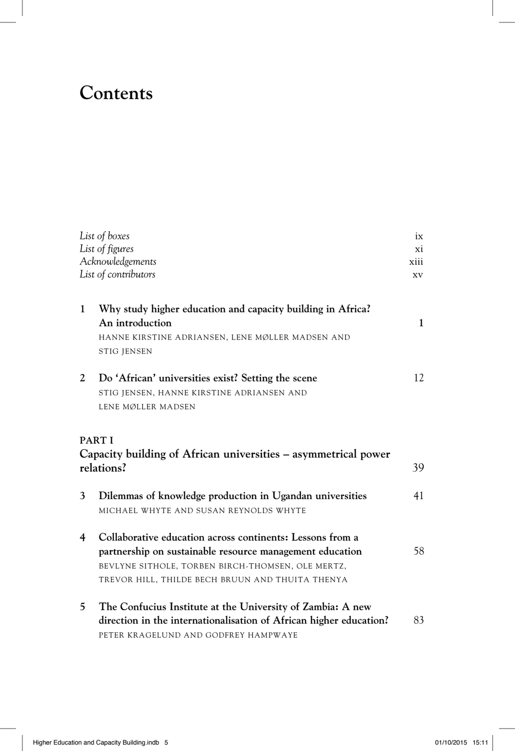# Contents

| | |
|---|---|
| *List of boxes* | ix |
| *List of figures* | xi |
| *Acknowledgements* | xiii |
| *List of contributors* | xv |

**1 Why study higher education and capacity building in Africa? An introduction** 1
HANNE KIRSTINE ADRIANSEN, LENE MØLLER MADSEN AND STIG JENSEN

**2 Do 'African' universities exist? Setting the scene** 12
STIG JENSEN, HANNE KIRSTINE ADRIANSEN AND LENE MØLLER MADSEN

## PART I
## Capacity building of African universities – asymmetrical power relations? 39

**3 Dilemmas of knowledge production in Ugandan universities** 41
MICHAEL WHYTE AND SUSAN REYNOLDS WHYTE

**4 Collaborative education across continents: Lessons from a partnership on sustainable resource management education** 58
BEVLYNE SITHOLE, TORBEN BIRCH-THOMSEN, OLE MERTZ, TREVOR HILL, THILDE BECH BRUUN AND THUITA THENYA

**5 The Confucius Institute at the University of Zambia: A new direction in the internationalisation of African higher education?** 83
PETER KRAGELUND AND GODFREY HAMPWAYE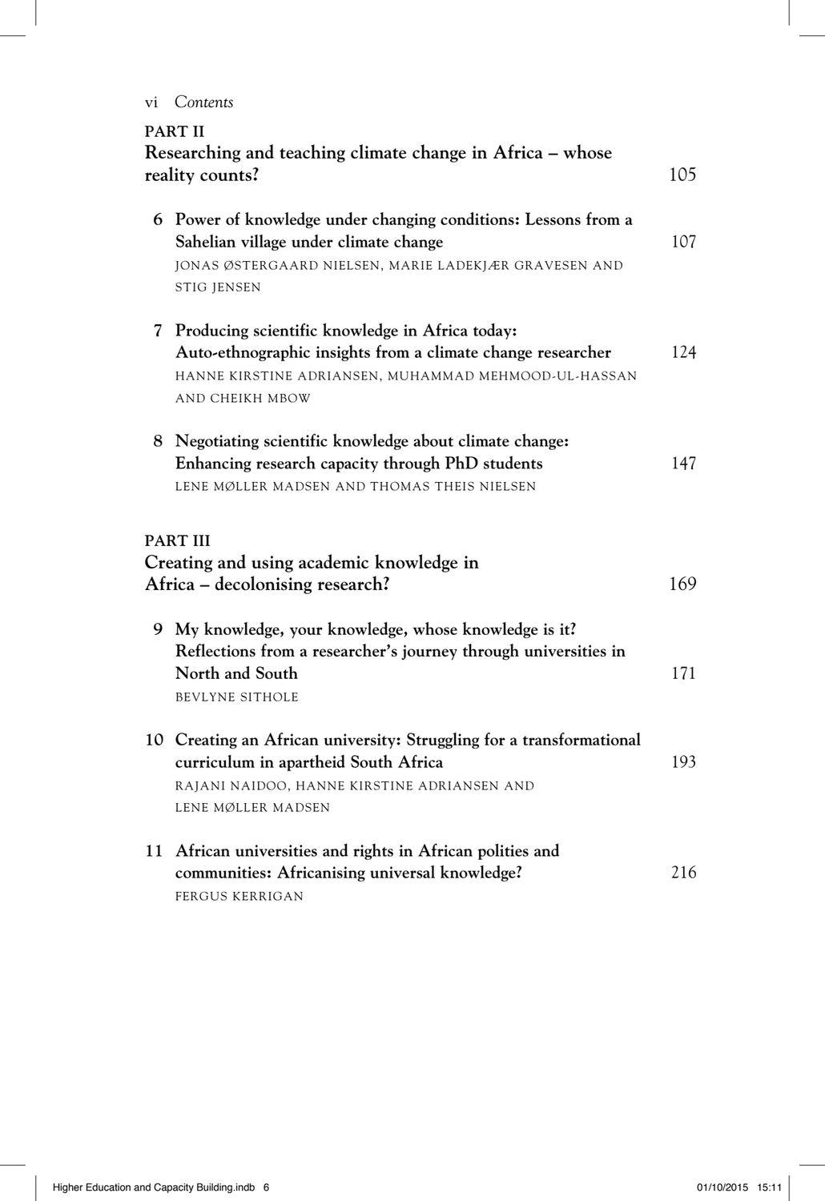## PART II
## Researching and teaching climate change in Africa – whose reality counts? 105

**6 Power of knowledge under changing conditions: Lessons from a Sahelian village under climate change** 107
JONAS ØSTERGAARD NIELSEN, MARIE LADEKJÆR GRAVESEN AND STIG JENSEN

**7 Producing scientific knowledge in Africa today: Auto-ethnographic insights from a climate change researcher** 124
HANNE KIRSTINE ADRIANSEN, MUHAMMAD MEHMOOD-UL-HASSAN AND CHEIKH MBOW

**8 Negotiating scientific knowledge about climate change: Enhancing research capacity through PhD students** 147
LENE MØLLER MADSEN AND THOMAS THEIS NIELSEN

## PART III
## Creating and using academic knowledge in Africa – decolonising research? 169

**9 My knowledge, your knowledge, whose knowledge is it? Reflections from a researcher's journey through universities in North and South** 171
BEVLYNE SITHOLE

**10 Creating an African university: Struggling for a transformational curriculum in apartheid South Africa** 193
RAJANI NAIDOO, HANNE KIRSTINE ADRIANSEN AND LENE MØLLER MADSEN

**11 African universities and rights in African polities and communities: Africanising universal knowledge?** 216
FERGUS KERRIGAN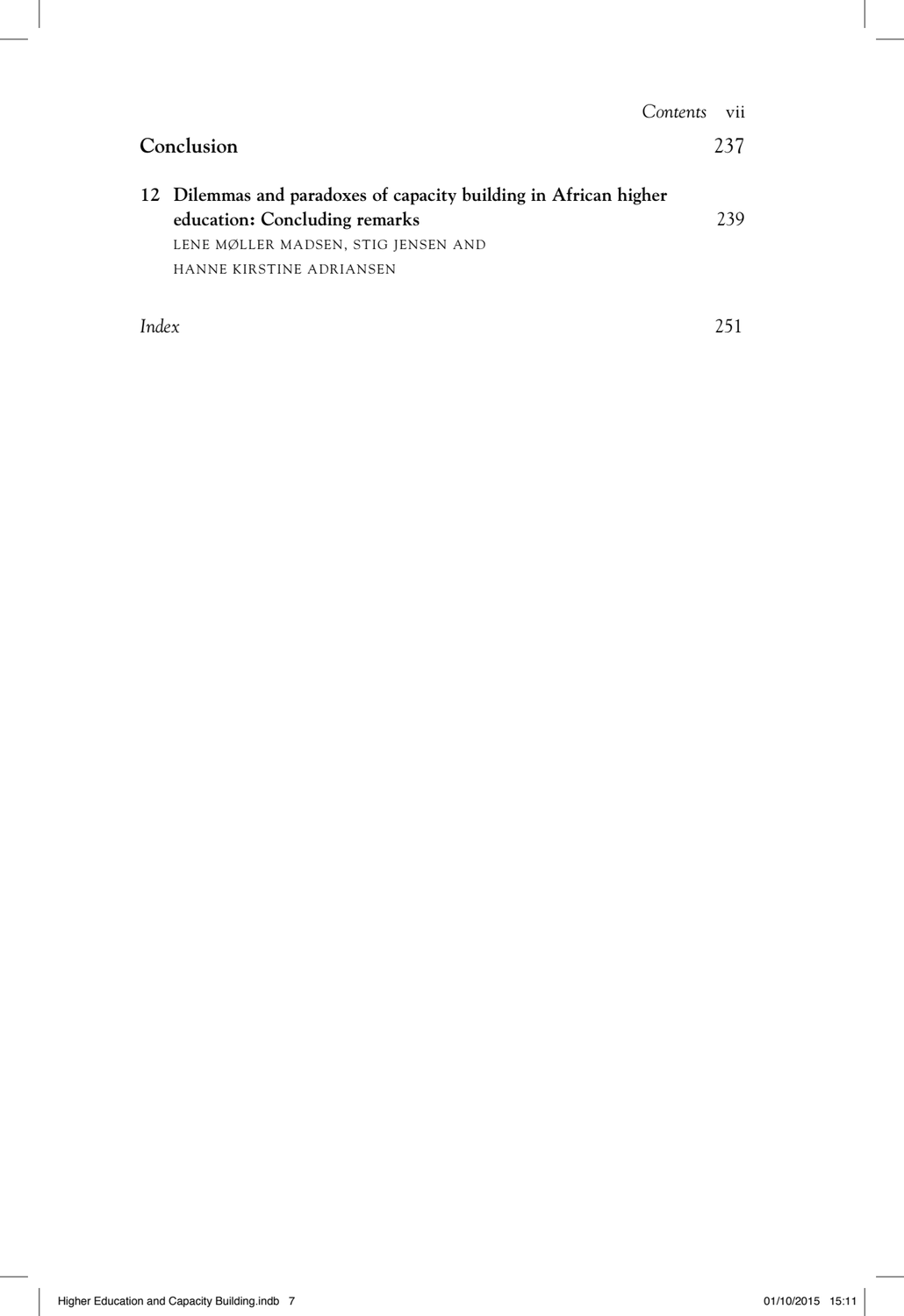**Conclusion** 237

**12 Dilemmas and paradoxes of capacity building in African higher education: Concluding remarks** 239

LENE MØLLER MADSEN, STIG JENSEN AND HANNE KIRSTINE ADRIANSEN

*Index* 251